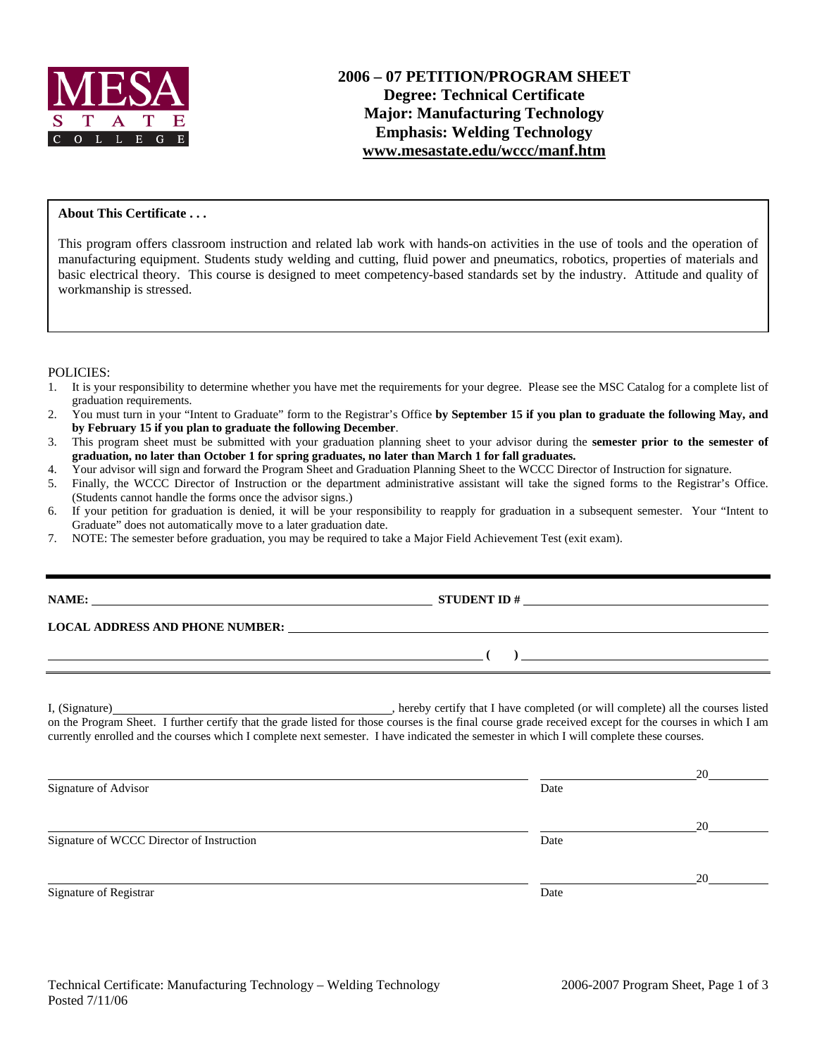MESA STATE COLLEGE

# 2006 – 07 PETITION/PROGRAM SHEET
## Degree: Technical Certificate
## Major: Manufacturing Technology
## Emphasis: Welding Technology
## www.mesastate.edu/wccc/manf.htm

**About This Certificate . . .**

This program offers classroom instruction and related lab work with hands-on activities in the use of tools and the operation of manufacturing equipment. Students study welding and cutting, fluid power and pneumatics, robotics, properties of materials and basic electrical theory. This course is designed to meet competency-based standards set by the industry. Attitude and quality of workmanship is stressed.

POLICIES:

1. It is your responsibility to determine whether you have met the requirements for your degree. Please see the MSC Catalog for a complete list of graduation requirements.
2. You must turn in your "Intent to Graduate" form to the Registrar's Office **by September 15 if you plan to graduate the following May, and by February 15 if you plan to graduate the following December**.
3. This program sheet must be submitted with your graduation planning sheet to your advisor during the **semester prior to the semester of graduation, no later than October 1 for spring graduates, no later than March 1 for fall graduates.**
4. Your advisor will sign and forward the Program Sheet and Graduation Planning Sheet to the WCCC Director of Instruction for signature.
5. Finally, the WCCC Director of Instruction or the department administrative assistant will take the signed forms to the Registrar's Office. (Students cannot handle the forms once the advisor signs.)
6. If your petition for graduation is denied, it will be your responsibility to reapply for graduation in a subsequent semester. Your "Intent to Graduate" does not automatically move to a later graduation date.
7. NOTE: The semester before graduation, you may be required to take a Major Field Achievement Test (exit exam).

---

**NAME:** ______________________________ **STUDENT ID #** ______________________________

**LOCAL ADDRESS AND PHONE NUMBER:** ______________________________

______________________________ **( )** ______________________________

I, (Signature) ______________________________, hereby certify that I have completed (or will complete) all the courses listed on the Program Sheet. I further certify that the grade listed for those courses is the final course grade received except for the courses in which I am currently enrolled and the courses which I complete next semester. I have indicated the semester in which I will complete these courses.

______________________________ ______________ 20______
Signature of Advisor Date

______________________________ ______________ 20______
Signature of WCCC Director of Instruction Date

______________________________ ______________ 20______
Signature of Registrar Date

Technical Certificate: Manufacturing Technology – Welding Technology
Posted 7/11/06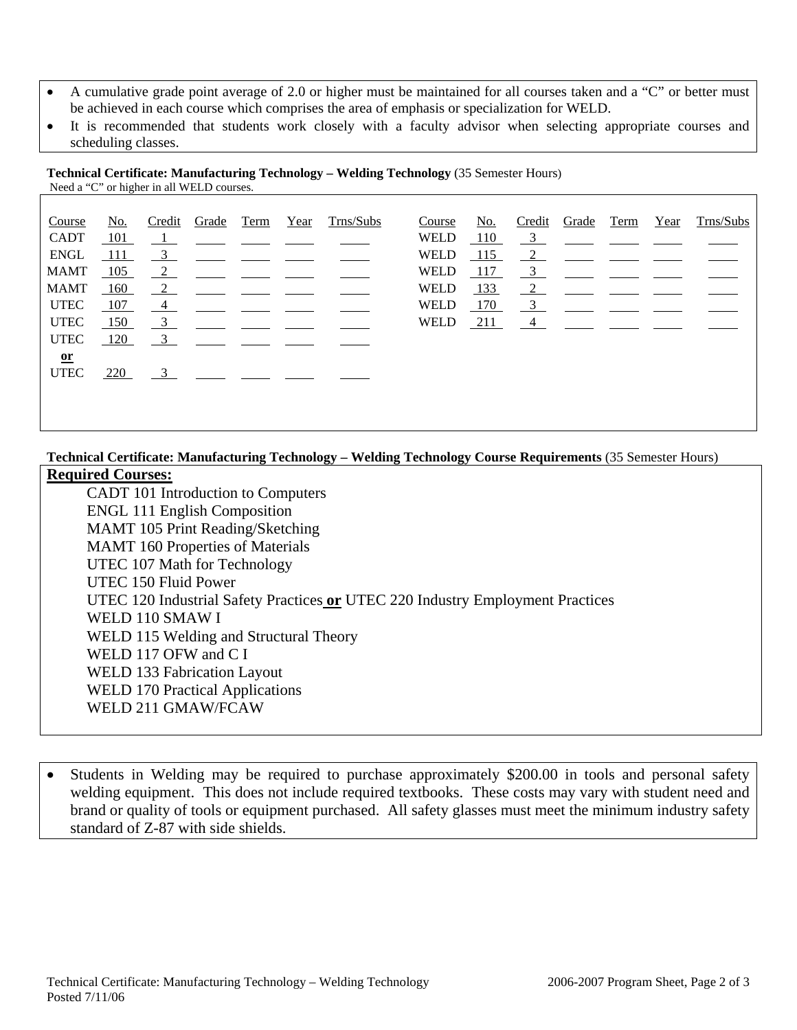- A cumulative grade point average of 2.0 or higher must be maintained for all courses taken and a "C" or better must be achieved in each course which comprises the area of emphasis or specialization for WELD.
- It is recommended that students work closely with a faculty advisor when selecting appropriate courses and scheduling classes.

**Technical Certificate: Manufacturing Technology – Welding Technology** (35 Semester Hours)
Need a "C" or higher in all WELD courses.

| Course | No. | Credit | Grade | Term | Year | Trns/Subs | Course | No. | Credit | Grade | Term | Year | Trns/Subs |
|---|---|---|---|---|---|---|---|---|---|---|---|---|---|
| CADT | 101 | 1 | | | | | WELD | 110 | 3 | | | | |
| ENGL | 111 | 3 | | | | | WELD | 115 | 2 | | | | |
| MAMT | 105 | 2 | | | | | WELD | 117 | 3 | | | | |
| MAMT | 160 | 2 | | | | | WELD | 133 | 2 | | | | |
| UTEC | 107 | 4 | | | | | WELD | 170 | 3 | | | | |
| UTEC | 150 | 3 | | | | | WELD | 211 | 4 | | | | |
| UTEC | 120 | 3 | | | | | | | | | | | |
| **or** | | | | | | | | | | | | | |
| UTEC | 220 | 3 | | | | | | | | | | | |

**Technical Certificate: Manufacturing Technology – Welding Technology Course Requirements** (35 Semester Hours)

**Required Courses:**

CADT 101 Introduction to Computers
ENGL 111 English Composition
MAMT 105 Print Reading/Sketching
MAMT 160 Properties of Materials
UTEC 107 Math for Technology
UTEC 150 Fluid Power
UTEC 120 Industrial Safety Practices **or** UTEC 220 Industry Employment Practices
WELD 110 SMAW I
WELD 115 Welding and Structural Theory
WELD 117 OFW and C I
WELD 133 Fabrication Layout
WELD 170 Practical Applications
WELD 211 GMAW/FCAW

- Students in Welding may be required to purchase approximately $200.00 in tools and personal safety welding equipment. This does not include required textbooks. These costs may vary with student need and brand or quality of tools or equipment purchased. All safety glasses must meet the minimum industry safety standard of Z-87 with side shields.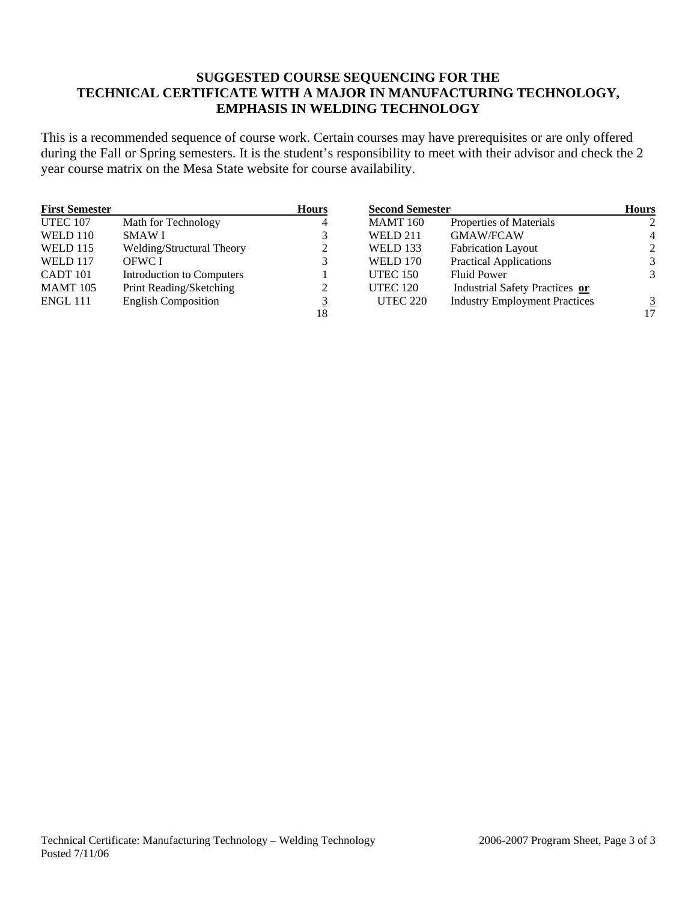**SUGGESTED COURSE SEQUENCING FOR THE TECHNICAL CERTIFICATE WITH A MAJOR IN MANUFACTURING TECHNOLOGY, EMPHASIS IN WELDING TECHNOLOGY**

This is a recommended sequence of course work. Certain courses may have prerequisites or are only offered during the Fall or Spring semesters. It is the student's responsibility to meet with their advisor and check the 2 year course matrix on the Mesa State website for course availability.

| **First Semester** | | **Hours** |
|---|---|---|
| UTEC 107 | Math for Technology | 4 |
| WELD 110 | SMAW I | 3 |
| WELD 115 | Welding/Structural Theory | 2 |
| WELD 117 | OFWC I | 3 |
| CADT 101 | Introduction to Computers | 1 |
| MAMT 105 | Print Reading/Sketching | 2 |
| ENGL 111 | English Composition | 3 |
| | | 18 |

| **Second Semester** | | **Hours** |
|---|---|---|
| MAMT 160 | Properties of Materials | 2 |
| WELD 211 | GMAW/FCAW | 4 |
| WELD 133 | Fabrication Layout | 2 |
| WELD 170 | Practical Applications | 3 |
| UTEC 150 | Fluid Power | 3 |
| UTEC 120 | Industrial Safety Practices **or** | |
| UTEC 220 | Industry Employment Practices | 3 |
| | | 17 |